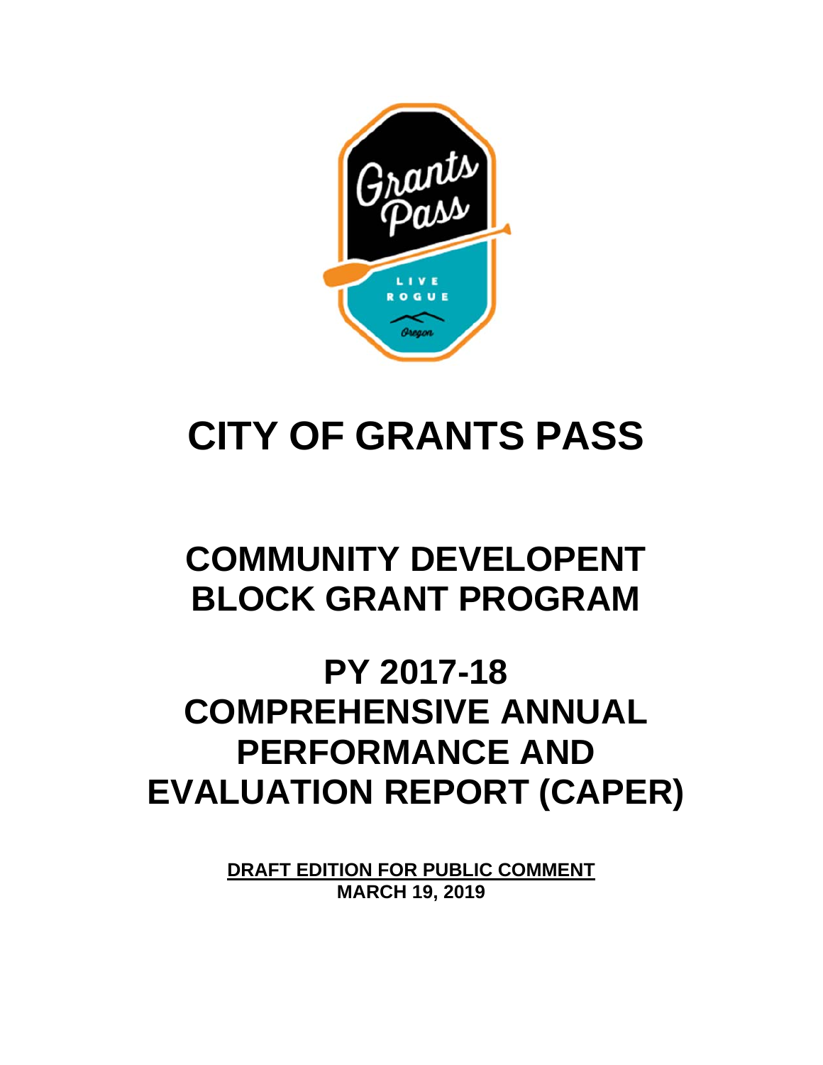# CITY OF GRANTS PASS

# COMMUNITY DEVELOPENT BLOCK GRANT PROGRAM

# PY 2017-18 COMPREHENSIVE ANNUAL PERFORMANCE AND EVALUATION REPORT (CAPER)

**DRAFT EDITION FOR PUBLIC COMMENT**
**MARCH 19, 2019**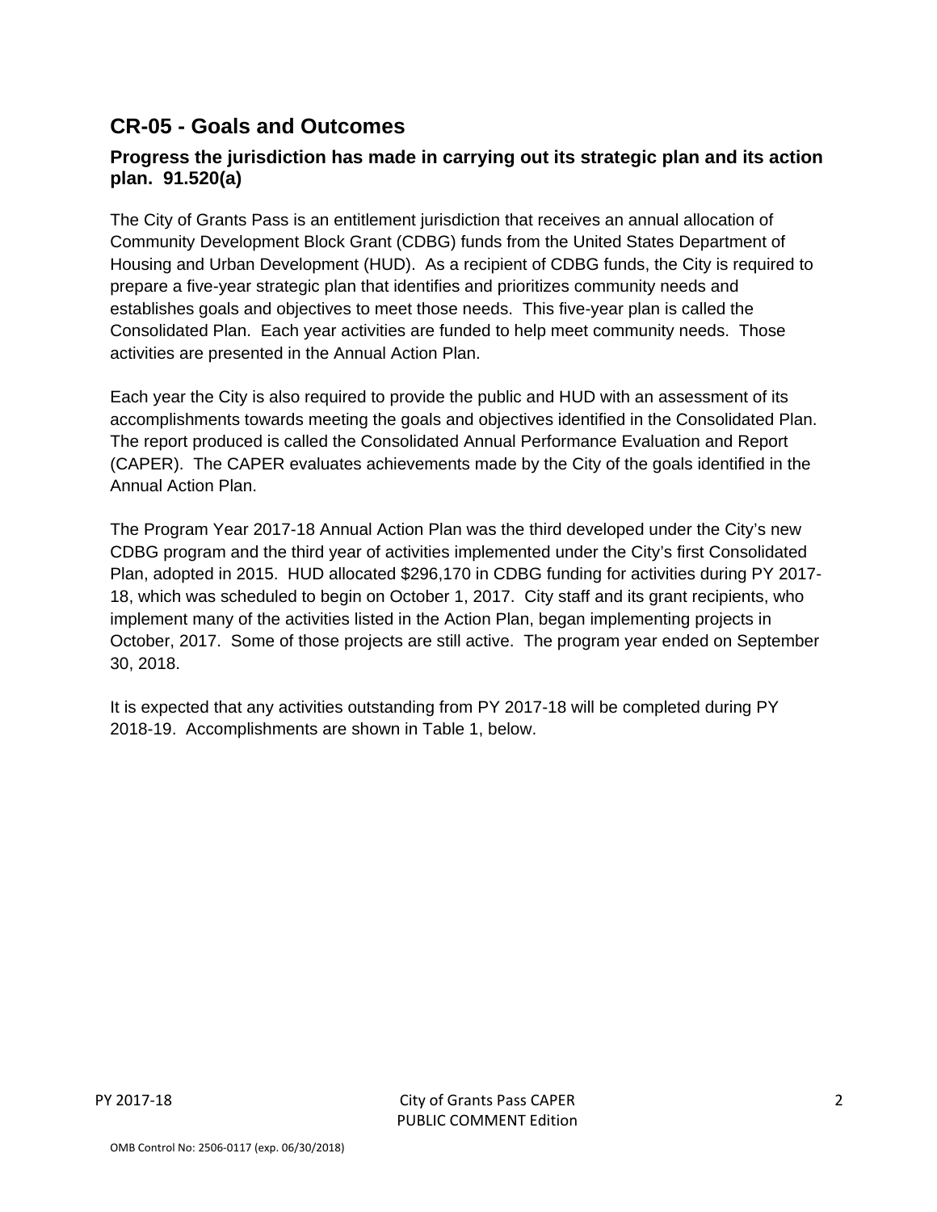## CR-05 - Goals and Outcomes

### Progress the jurisdiction has made in carrying out its strategic plan and its action plan. 91.520(a)

The City of Grants Pass is an entitlement jurisdiction that receives an annual allocation of Community Development Block Grant (CDBG) funds from the United States Department of Housing and Urban Development (HUD). As a recipient of CDBG funds, the City is required to prepare a five-year strategic plan that identifies and prioritizes community needs and establishes goals and objectives to meet those needs. This five-year plan is called the Consolidated Plan. Each year activities are funded to help meet community needs. Those activities are presented in the Annual Action Plan.

Each year the City is also required to provide the public and HUD with an assessment of its accomplishments towards meeting the goals and objectives identified in the Consolidated Plan. The report produced is called the Consolidated Annual Performance Evaluation and Report (CAPER). The CAPER evaluates achievements made by the City of the goals identified in the Annual Action Plan.

The Program Year 2017-18 Annual Action Plan was the third developed under the City's new CDBG program and the third year of activities implemented under the City's first Consolidated Plan, adopted in 2015. HUD allocated $296,170 in CDBG funding for activities during PY 2017-18, which was scheduled to begin on October 1, 2017. City staff and its grant recipients, who implement many of the activities listed in the Action Plan, began implementing projects in October, 2017. Some of those projects are still active. The program year ended on September 30, 2018.

It is expected that any activities outstanding from PY 2017-18 will be completed during PY 2018-19. Accomplishments are shown in Table 1, below.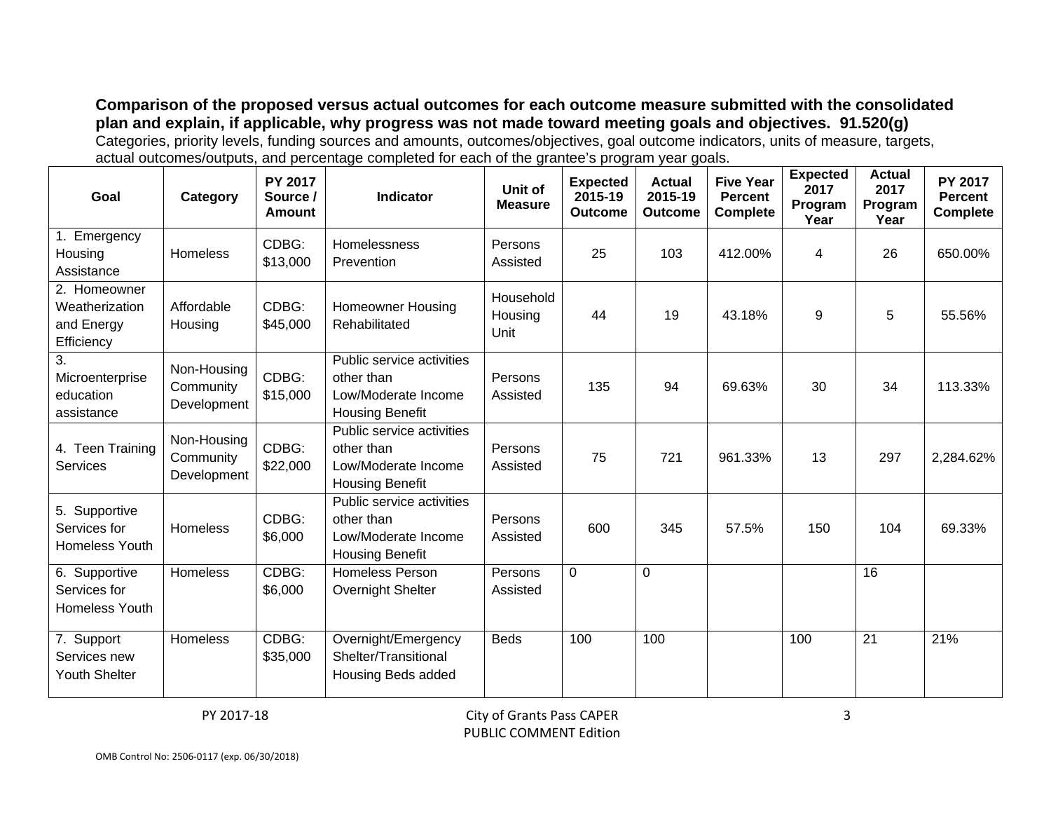**Comparison of the proposed versus actual outcomes for each outcome measure submitted with the consolidated plan and explain, if applicable, why progress was not made toward meeting goals and objectives. 91.520(g)**

Categories, priority levels, funding sources and amounts, outcomes/objectives, goal outcome indicators, units of measure, targets, actual outcomes/outputs, and percentage completed for each of the grantee's program year goals.

| Goal | Category | PY 2017 Source / Amount | Indicator | Unit of Measure | Expected 2015-19 Outcome | Actual 2015-19 Outcome | Five Year Percent Complete | Expected 2017 Program Year | Actual 2017 Program Year | PY 2017 Percent Complete |
|---|---|---|---|---|---|---|---|---|---|---|
| 1. Emergency Housing Assistance | Homeless | CDBG: $13,000 | Homelessness Prevention | Persons Assisted | 25 | 103 | 412.00% | 4 | 26 | 650.00% |
| 2. Homeowner Weatherization and Energy Efficiency | Affordable Housing | CDBG: $45,000 | Homeowner Housing Rehabilitated | Household Housing Unit | 44 | 19 | 43.18% | 9 | 5 | 55.56% |
| 3. Microenterprise education assistance | Non-Housing Community Development | CDBG: $15,000 | Public service activities other than Low/Moderate Income Housing Benefit | Persons Assisted | 135 | 94 | 69.63% | 30 | 34 | 113.33% |
| 4. Teen Training Services | Non-Housing Community Development | CDBG: $22,000 | Public service activities other than Low/Moderate Income Housing Benefit | Persons Assisted | 75 | 721 | 961.33% | 13 | 297 | 2,284.62% |
| 5. Supportive Services for Homeless Youth | Homeless | CDBG: $6,000 | Public service activities other than Low/Moderate Income Housing Benefit | Persons Assisted | 600 | 345 | 57.5% | 150 | 104 | 69.33% |
| 6. Supportive Services for Homeless Youth | Homeless | CDBG: $6,000 | Homeless Person Overnight Shelter | Persons Assisted | 0 | 0 | | | 16 | |
| 7. Support Services new Youth Shelter | Homeless | CDBG: $35,000 | Overnight/Emergency Shelter/Transitional Housing Beds added | Beds | 100 | 100 | | 100 | 21 | 21% |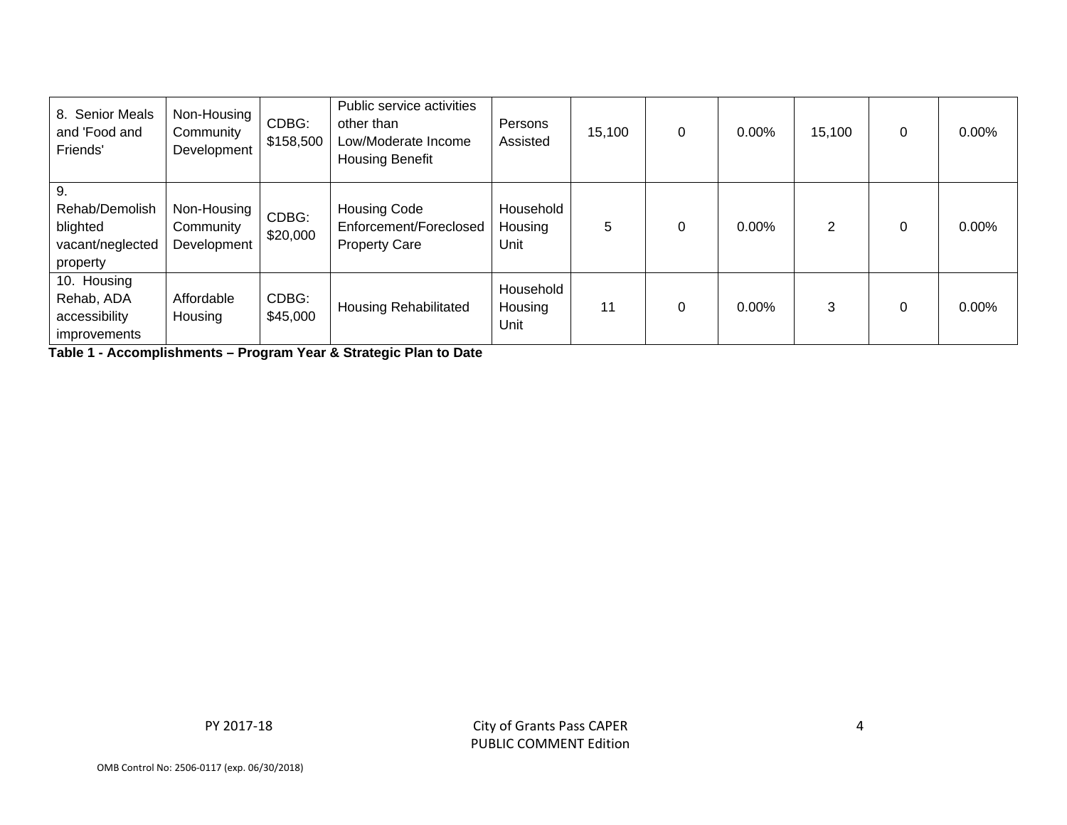| 8. Senior Meals and 'Food and Friends' | Non-Housing Community Development | CDBG: $158,500 | Public service activities other than Low/Moderate Income Housing Benefit | Persons Assisted | 15,100 | 0 | 0.00% | 15,100 | 0 | 0.00% |
|---|---|---|---|---|---|---|---|---|---|---|
| 9. Rehab/Demolish blighted vacant/neglected property | Non-Housing Community Development | CDBG: $20,000 | Housing Code Enforcement/Foreclosed Property Care | Household Housing Unit | 5 | 0 | 0.00% | 2 | 0 | 0.00% |
| 10. Housing Rehab, ADA accessibility improvements | Affordable Housing | CDBG: $45,000 | Housing Rehabilitated | Household Housing Unit | 11 | 0 | 0.00% | 3 | 0 | 0.00% |

**Table 1 - Accomplishments – Program Year & Strategic Plan to Date**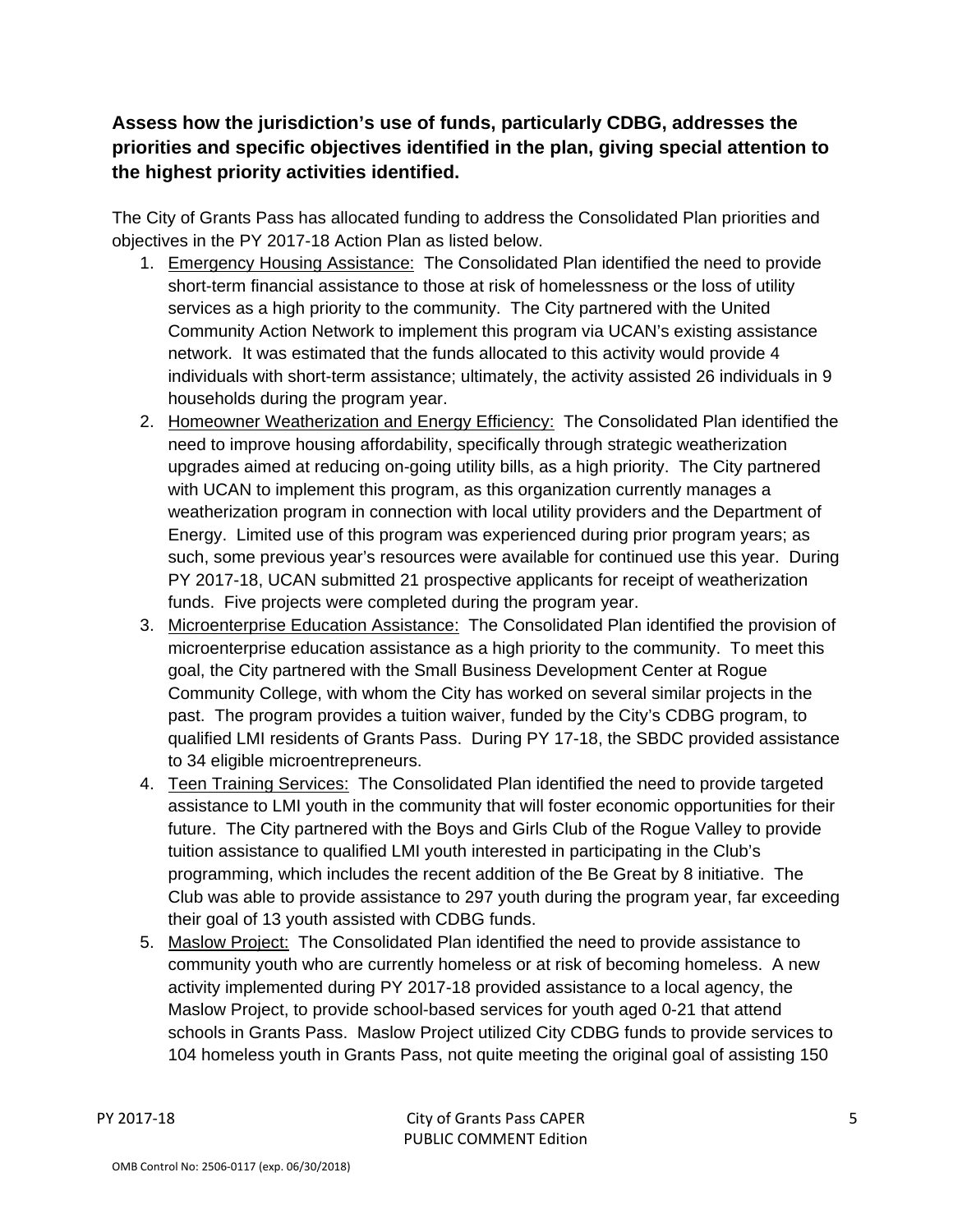**Assess how the jurisdiction's use of funds, particularly CDBG, addresses the priorities and specific objectives identified in the plan, giving special attention to the highest priority activities identified.**

The City of Grants Pass has allocated funding to address the Consolidated Plan priorities and objectives in the PY 2017-18 Action Plan as listed below.

1. Emergency Housing Assistance: The Consolidated Plan identified the need to provide short-term financial assistance to those at risk of homelessness or the loss of utility services as a high priority to the community. The City partnered with the United Community Action Network to implement this program via UCAN's existing assistance network. It was estimated that the funds allocated to this activity would provide 4 individuals with short-term assistance; ultimately, the activity assisted 26 individuals in 9 households during the program year.
2. Homeowner Weatherization and Energy Efficiency: The Consolidated Plan identified the need to improve housing affordability, specifically through strategic weatherization upgrades aimed at reducing on-going utility bills, as a high priority. The City partnered with UCAN to implement this program, as this organization currently manages a weatherization program in connection with local utility providers and the Department of Energy. Limited use of this program was experienced during prior program years; as such, some previous year's resources were available for continued use this year. During PY 2017-18, UCAN submitted 21 prospective applicants for receipt of weatherization funds. Five projects were completed during the program year.
3. Microenterprise Education Assistance: The Consolidated Plan identified the provision of microenterprise education assistance as a high priority to the community. To meet this goal, the City partnered with the Small Business Development Center at Rogue Community College, with whom the City has worked on several similar projects in the past. The program provides a tuition waiver, funded by the City's CDBG program, to qualified LMI residents of Grants Pass. During PY 17-18, the SBDC provided assistance to 34 eligible microentrepreneurs.
4. Teen Training Services: The Consolidated Plan identified the need to provide targeted assistance to LMI youth in the community that will foster economic opportunities for their future. The City partnered with the Boys and Girls Club of the Rogue Valley to provide tuition assistance to qualified LMI youth interested in participating in the Club's programming, which includes the recent addition of the Be Great by 8 initiative. The Club was able to provide assistance to 297 youth during the program year, far exceeding their goal of 13 youth assisted with CDBG funds.
5. Maslow Project: The Consolidated Plan identified the need to provide assistance to community youth who are currently homeless or at risk of becoming homeless. A new activity implemented during PY 2017-18 provided assistance to a local agency, the Maslow Project, to provide school-based services for youth aged 0-21 that attend schools in Grants Pass. Maslow Project utilized City CDBG funds to provide services to 104 homeless youth in Grants Pass, not quite meeting the original goal of assisting 150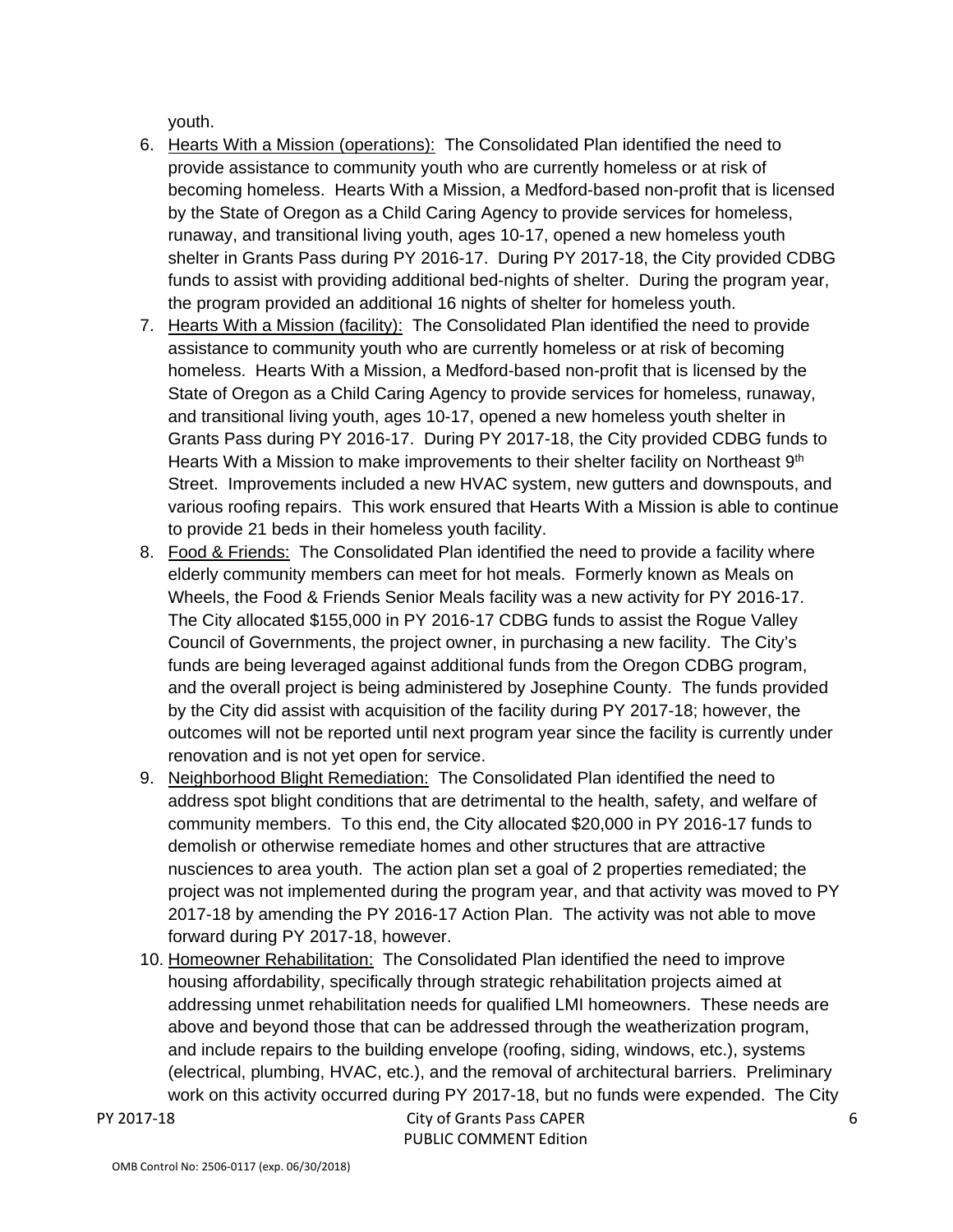youth.

6. Hearts With a Mission (operations): The Consolidated Plan identified the need to provide assistance to community youth who are currently homeless or at risk of becoming homeless. Hearts With a Mission, a Medford-based non-profit that is licensed by the State of Oregon as a Child Caring Agency to provide services for homeless, runaway, and transitional living youth, ages 10-17, opened a new homeless youth shelter in Grants Pass during PY 2016-17. During PY 2017-18, the City provided CDBG funds to assist with providing additional bed-nights of shelter. During the program year, the program provided an additional 16 nights of shelter for homeless youth.
7. Hearts With a Mission (facility): The Consolidated Plan identified the need to provide assistance to community youth who are currently homeless or at risk of becoming homeless. Hearts With a Mission, a Medford-based non-profit that is licensed by the State of Oregon as a Child Caring Agency to provide services for homeless, runaway, and transitional living youth, ages 10-17, opened a new homeless youth shelter in Grants Pass during PY 2016-17. During PY 2017-18, the City provided CDBG funds to Hearts With a Mission to make improvements to their shelter facility on Northeast 9th Street. Improvements included a new HVAC system, new gutters and downspouts, and various roofing repairs. This work ensured that Hearts With a Mission is able to continue to provide 21 beds in their homeless youth facility.
8. Food & Friends: The Consolidated Plan identified the need to provide a facility where elderly community members can meet for hot meals. Formerly known as Meals on Wheels, the Food & Friends Senior Meals facility was a new activity for PY 2016-17. The City allocated $155,000 in PY 2016-17 CDBG funds to assist the Rogue Valley Council of Governments, the project owner, in purchasing a new facility. The City's funds are being leveraged against additional funds from the Oregon CDBG program, and the overall project is being administered by Josephine County. The funds provided by the City did assist with acquisition of the facility during PY 2017-18; however, the outcomes will not be reported until next program year since the facility is currently under renovation and is not yet open for service.
9. Neighborhood Blight Remediation: The Consolidated Plan identified the need to address spot blight conditions that are detrimental to the health, safety, and welfare of community members. To this end, the City allocated $20,000 in PY 2016-17 funds to demolish or otherwise remediate homes and other structures that are attractive nusciences to area youth. The action plan set a goal of 2 properties remediated; the project was not implemented during the program year, and that activity was moved to PY 2017-18 by amending the PY 2016-17 Action Plan. The activity was not able to move forward during PY 2017-18, however.
10. Homeowner Rehabilitation: The Consolidated Plan identified the need to improve housing affordability, specifically through strategic rehabilitation projects aimed at addressing unmet rehabilitation needs for qualified LMI homeowners. These needs are above and beyond those that can be addressed through the weatherization program, and include repairs to the building envelope (roofing, siding, windows, etc.), systems (electrical, plumbing, HVAC, etc.), and the removal of architectural barriers. Preliminary work on this activity occurred during PY 2017-18, but no funds were expended. The City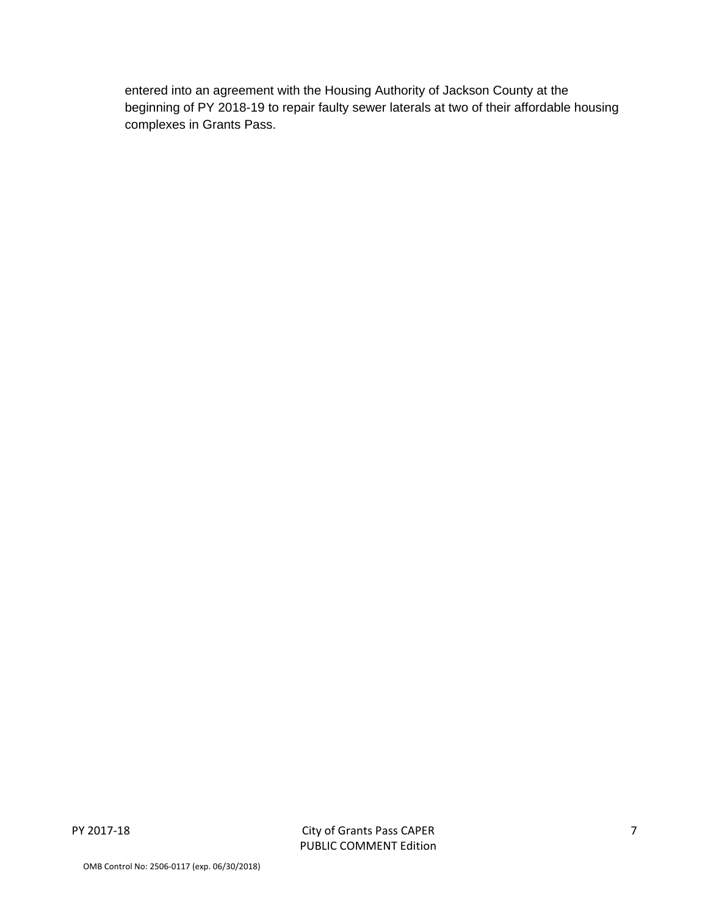entered into an agreement with the Housing Authority of Jackson County at the beginning of PY 2018-19 to repair faulty sewer laterals at two of their affordable housing complexes in Grants Pass.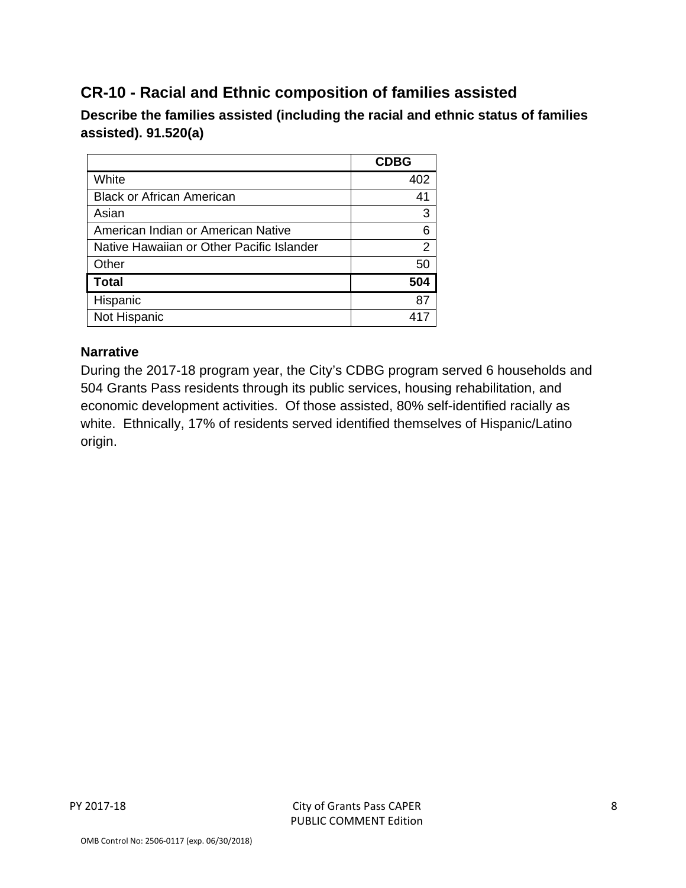## CR-10 - Racial and Ethnic composition of families assisted

### Describe the families assisted (including the racial and ethnic status of families assisted). 91.520(a)

| | CDBG |
|---|---|
| White | 402 |
| Black or African American | 41 |
| Asian | 3 |
| American Indian or American Native | 6 |
| Native Hawaiian or Other Pacific Islander | 2 |
| Other | 50 |
| **Total** | **504** |
| Hispanic | 87 |
| Not Hispanic | 417 |

### Narrative

During the 2017-18 program year, the City's CDBG program served 6 households and 504 Grants Pass residents through its public services, housing rehabilitation, and economic development activities. Of those assisted, 80% self-identified racially as white. Ethnically, 17% of residents served identified themselves of Hispanic/Latino origin.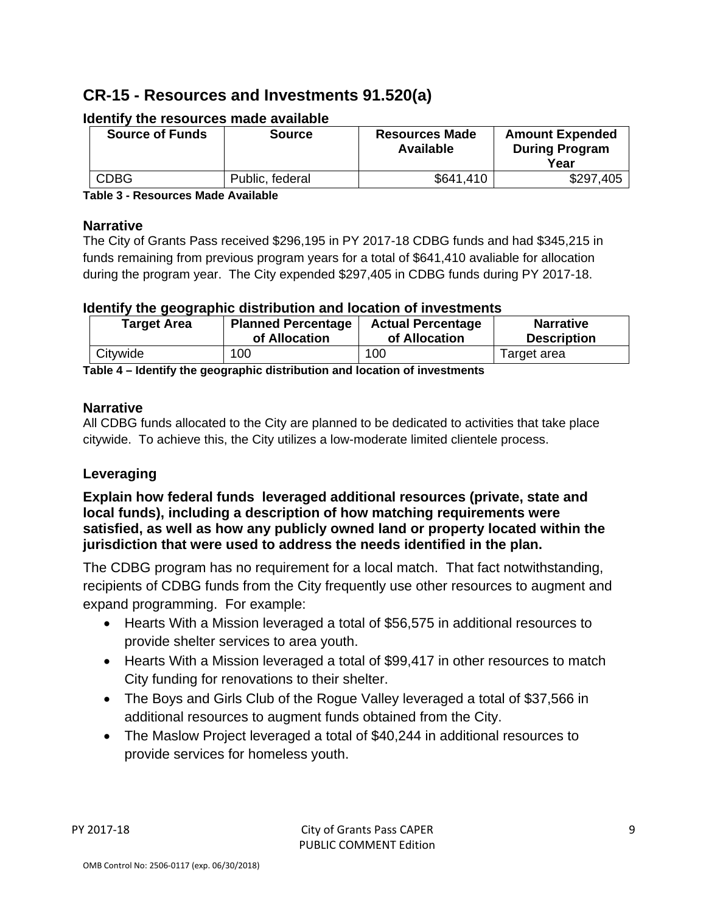## CR-15 - Resources and Investments 91.520(a)

### Identify the resources made available

| Source of Funds | Source | Resources Made Available | Amount Expended During Program Year |
|---|---|---|---|
| CDBG | Public, federal | $641,410 | $297,405 |

**Table 3 - Resources Made Available**

### Narrative

The City of Grants Pass received $296,195 in PY 2017-18 CDBG funds and had $345,215 in funds remaining from previous program years for a total of $641,410 avaliable for allocation during the program year. The City expended $297,405 in CDBG funds during PY 2017-18.

### Identify the geographic distribution and location of investments

| Target Area | Planned Percentage of Allocation | Actual Percentage of Allocation | Narrative Description |
|---|---|---|---|
| Citywide | 100 | 100 | Target area |

**Table 4 – Identify the geographic distribution and location of investments**

### Narrative

All CDBG funds allocated to the City are planned to be dedicated to activities that take place citywide. To achieve this, the City utilizes a low-moderate limited clientele process.

### Leveraging

**Explain how federal funds leveraged additional resources (private, state and local funds), including a description of how matching requirements were satisfied, as well as how any publicly owned land or property located within the jurisdiction that were used to address the needs identified in the plan.**

The CDBG program has no requirement for a local match. That fact notwithstanding, recipients of CDBG funds from the City frequently use other resources to augment and expand programming. For example:

- Hearts With a Mission leveraged a total of $56,575 in additional resources to provide shelter services to area youth.
- Hearts With a Mission leveraged a total of $99,417 in other resources to match City funding for renovations to their shelter.
- The Boys and Girls Club of the Rogue Valley leveraged a total of $37,566 in additional resources to augment funds obtained from the City.
- The Maslow Project leveraged a total of $40,244 in additional resources to provide services for homeless youth.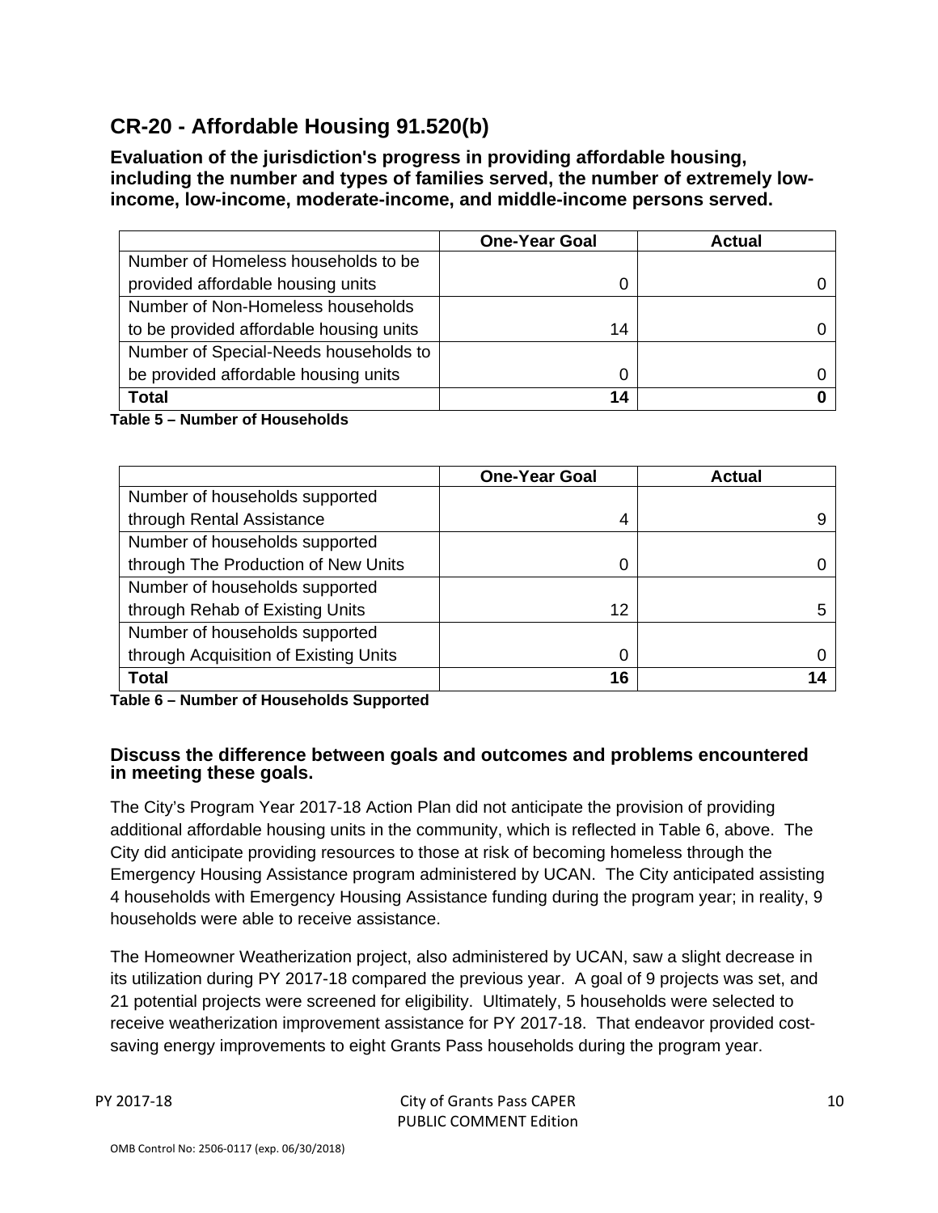## CR-20 - Affordable Housing 91.520(b)

**Evaluation of the jurisdiction's progress in providing affordable housing, including the number and types of families served, the number of extremely low-income, low-income, moderate-income, and middle-income persons served.**

| | One-Year Goal | Actual |
|---|---|---|
| Number of Homeless households to be provided affordable housing units | 0 | 0 |
| Number of Non-Homeless households to be provided affordable housing units | 14 | 0 |
| Number of Special-Needs households to be provided affordable housing units | 0 | 0 |
| **Total** | **14** | **0** |

**Table 5 – Number of Households**

| | One-Year Goal | Actual |
|---|---|---|
| Number of households supported through Rental Assistance | 4 | 9 |
| Number of households supported through The Production of New Units | 0 | 0 |
| Number of households supported through Rehab of Existing Units | 12 | 5 |
| Number of households supported through Acquisition of Existing Units | 0 | 0 |
| **Total** | **16** | **14** |

**Table 6 – Number of Households Supported**

### Discuss the difference between goals and outcomes and problems encountered in meeting these goals.

The City's Program Year 2017-18 Action Plan did not anticipate the provision of providing additional affordable housing units in the community, which is reflected in Table 6, above. The City did anticipate providing resources to those at risk of becoming homeless through the Emergency Housing Assistance program administered by UCAN. The City anticipated assisting 4 households with Emergency Housing Assistance funding during the program year; in reality, 9 households were able to receive assistance.

The Homeowner Weatherization project, also administered by UCAN, saw a slight decrease in its utilization during PY 2017-18 compared the previous year. A goal of 9 projects was set, and 21 potential projects were screened for eligibility. Ultimately, 5 households were selected to receive weatherization improvement assistance for PY 2017-18. That endeavor provided cost-saving energy improvements to eight Grants Pass households during the program year.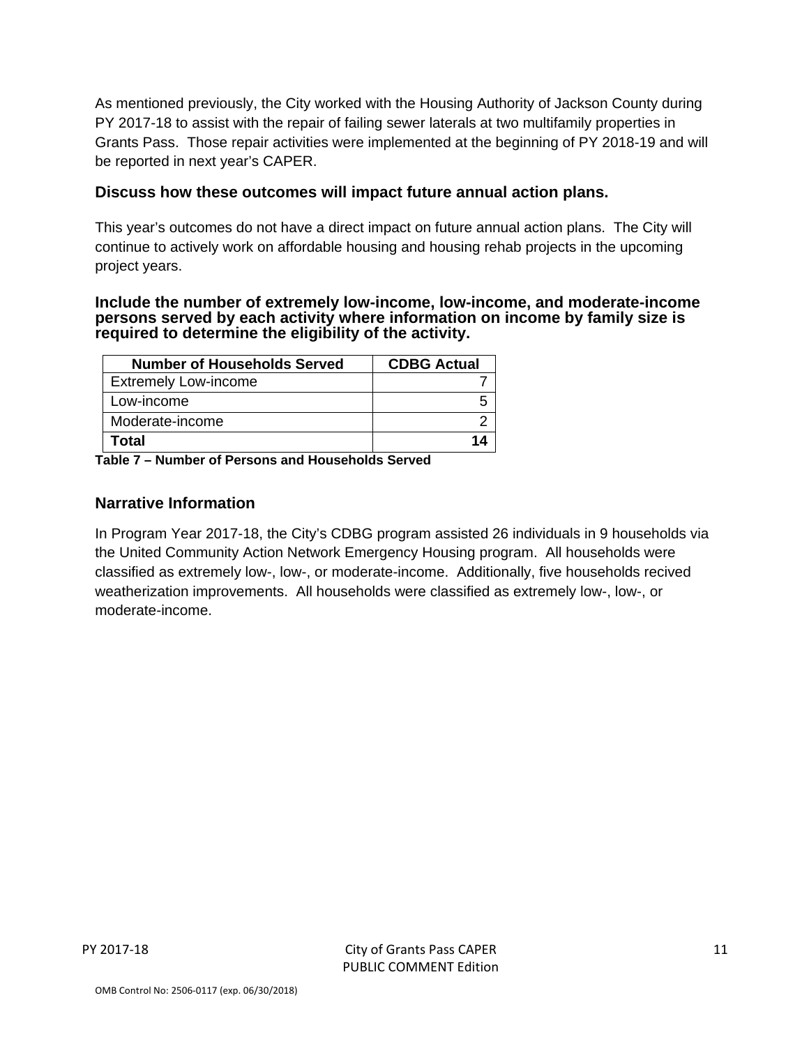As mentioned previously, the City worked with the Housing Authority of Jackson County during PY 2017-18 to assist with the repair of failing sewer laterals at two multifamily properties in Grants Pass. Those repair activities were implemented at the beginning of PY 2018-19 and will be reported in next year's CAPER.

### Discuss how these outcomes will impact future annual action plans.

This year's outcomes do not have a direct impact on future annual action plans. The City will continue to actively work on affordable housing and housing rehab projects in the upcoming project years.

### Include the number of extremely low-income, low-income, and moderate-income persons served by each activity where information on income by family size is required to determine the eligibility of the activity.

| Number of Households Served | CDBG Actual |
|---|---|
| Extremely Low-income | 7 |
| Low-income | 5 |
| Moderate-income | 2 |
| **Total** | **14** |

**Table 7 – Number of Persons and Households Served**

### Narrative Information

In Program Year 2017-18, the City's CDBG program assisted 26 individuals in 9 households via the United Community Action Network Emergency Housing program. All households were classified as extremely low-, low-, or moderate-income. Additionally, five households recived weatherization improvements. All households were classified as extremely low-, low-, or moderate-income.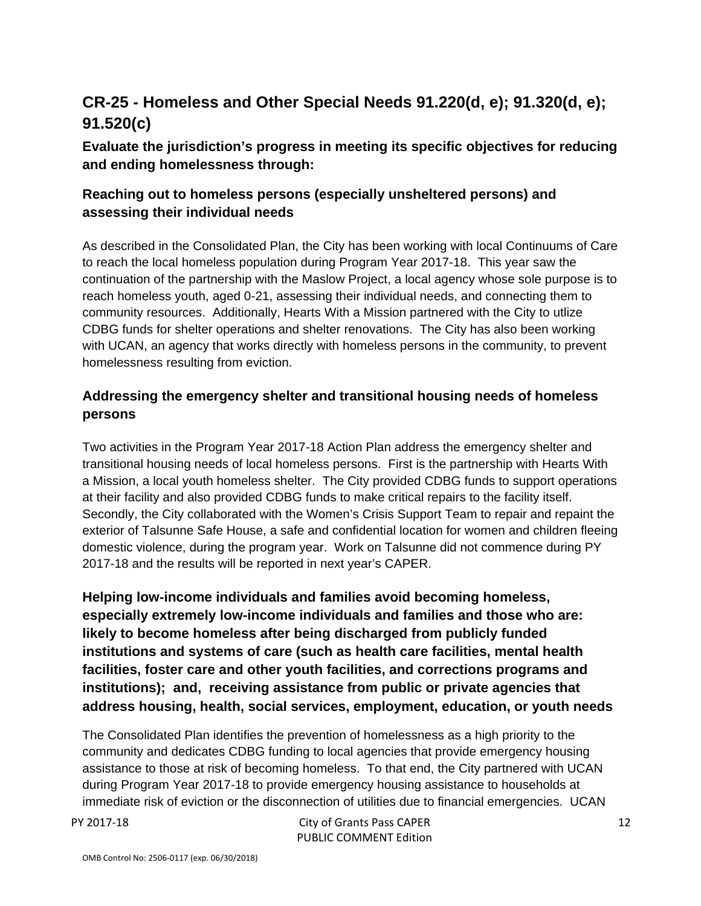## CR-25 - Homeless and Other Special Needs 91.220(d, e); 91.320(d, e); 91.520(c)

### Evaluate the jurisdiction's progress in meeting its specific objectives for reducing and ending homelessness through:

### Reaching out to homeless persons (especially unsheltered persons) and assessing their individual needs

As described in the Consolidated Plan, the City has been working with local Continuums of Care to reach the local homeless population during Program Year 2017-18. This year saw the continuation of the partnership with the Maslow Project, a local agency whose sole purpose is to reach homeless youth, aged 0-21, assessing their individual needs, and connecting them to community resources. Additionally, Hearts With a Mission partnered with the City to utlize CDBG funds for shelter operations and shelter renovations. The City has also been working with UCAN, an agency that works directly with homeless persons in the community, to prevent homelessness resulting from eviction.

### Addressing the emergency shelter and transitional housing needs of homeless persons

Two activities in the Program Year 2017-18 Action Plan address the emergency shelter and transitional housing needs of local homeless persons. First is the partnership with Hearts With a Mission, a local youth homeless shelter. The City provided CDBG funds to support operations at their facility and also provided CDBG funds to make critical repairs to the facility itself. Secondly, the City collaborated with the Women's Crisis Support Team to repair and repaint the exterior of Talsunne Safe House, a safe and confidential location for women and children fleeing domestic violence, during the program year. Work on Talsunne did not commence during PY 2017-18 and the results will be reported in next year's CAPER.

### Helping low-income individuals and families avoid becoming homeless, especially extremely low-income individuals and families and those who are: likely to become homeless after being discharged from publicly funded institutions and systems of care (such as health care facilities, mental health facilities, foster care and other youth facilities, and corrections programs and institutions); and, receiving assistance from public or private agencies that address housing, health, social services, employment, education, or youth needs

The Consolidated Plan identifies the prevention of homelessness as a high priority to the community and dedicates CDBG funding to local agencies that provide emergency housing assistance to those at risk of becoming homeless. To that end, the City partnered with UCAN during Program Year 2017-18 to provide emergency housing assistance to households at immediate risk of eviction or the disconnection of utilities due to financial emergencies. UCAN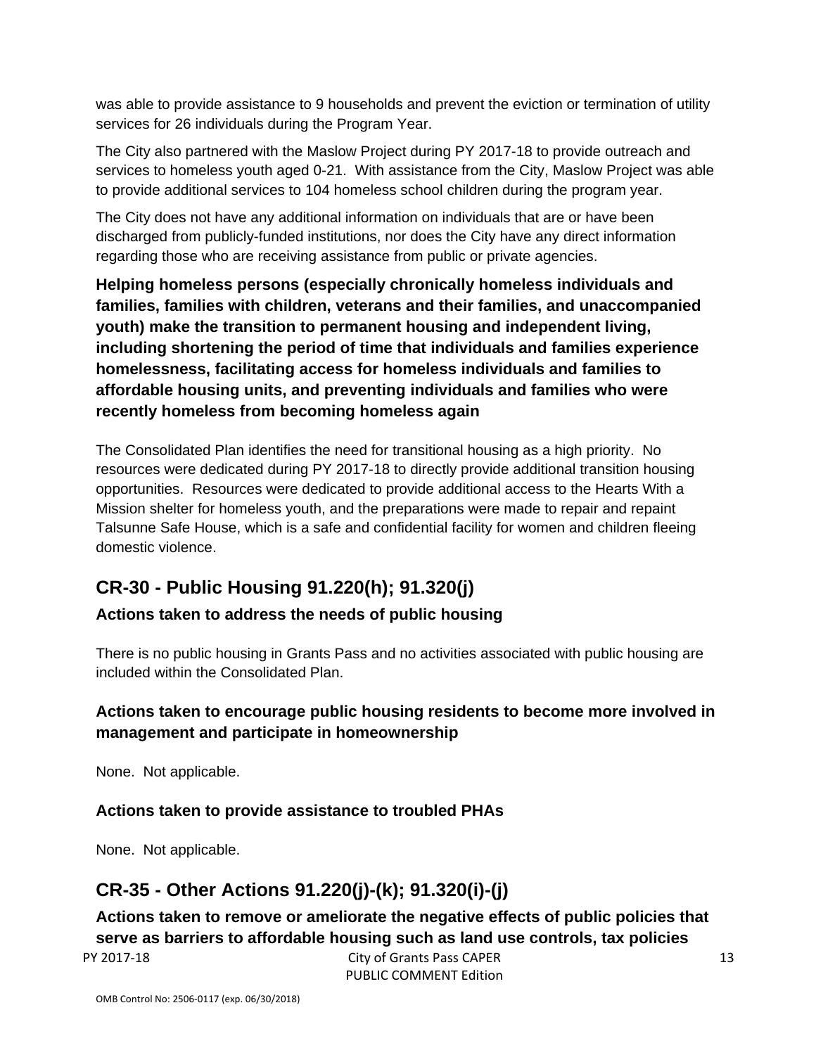was able to provide assistance to 9 households and prevent the eviction or termination of utility services for 26 individuals during the Program Year.

The City also partnered with the Maslow Project during PY 2017-18 to provide outreach and services to homeless youth aged 0-21. With assistance from the City, Maslow Project was able to provide additional services to 104 homeless school children during the program year.

The City does not have any additional information on individuals that are or have been discharged from publicly-funded institutions, nor does the City have any direct information regarding those who are receiving assistance from public or private agencies.

### Helping homeless persons (especially chronically homeless individuals and families, families with children, veterans and their families, and unaccompanied youth) make the transition to permanent housing and independent living, including shortening the period of time that individuals and families experience homelessness, facilitating access for homeless individuals and families to affordable housing units, and preventing individuals and families who were recently homeless from becoming homeless again

The Consolidated Plan identifies the need for transitional housing as a high priority. No resources were dedicated during PY 2017-18 to directly provide additional transition housing opportunities. Resources were dedicated to provide additional access to the Hearts With a Mission shelter for homeless youth, and the preparations were made to repair and repaint Talsunne Safe House, which is a safe and confidential facility for women and children fleeing domestic violence.

## CR-30 - Public Housing 91.220(h); 91.320(j)

### Actions taken to address the needs of public housing

There is no public housing in Grants Pass and no activities associated with public housing are included within the Consolidated Plan.

### Actions taken to encourage public housing residents to become more involved in management and participate in homeownership

None. Not applicable.

### Actions taken to provide assistance to troubled PHAs

None. Not applicable.

## CR-35 - Other Actions 91.220(j)-(k); 91.320(i)-(j)

### Actions taken to remove or ameliorate the negative effects of public policies that serve as barriers to affordable housing such as land use controls, tax policies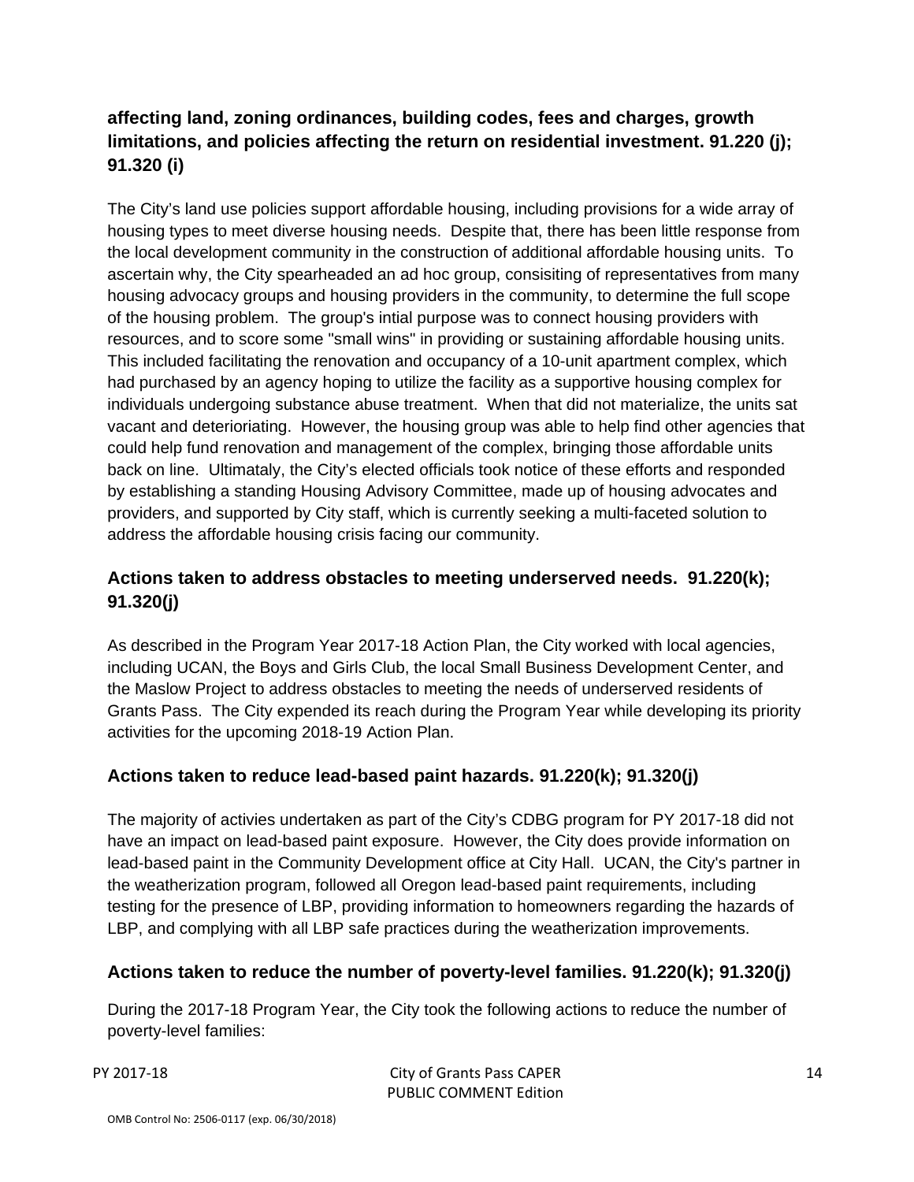**affecting land, zoning ordinances, building codes, fees and charges, growth limitations, and policies affecting the return on residential investment. 91.220 (j); 91.320 (i)**

The City's land use policies support affordable housing, including provisions for a wide array of housing types to meet diverse housing needs. Despite that, there has been little response from the local development community in the construction of additional affordable housing units. To ascertain why, the City spearheaded an ad hoc group, consisiting of representatives from many housing advocacy groups and housing providers in the community, to determine the full scope of the housing problem. The group's intial purpose was to connect housing providers with resources, and to score some "small wins" in providing or sustaining affordable housing units. This included facilitating the renovation and occupancy of a 10-unit apartment complex, which had purchased by an agency hoping to utilize the facility as a supportive housing complex for individuals undergoing substance abuse treatment. When that did not materialize, the units sat vacant and deterioriating. However, the housing group was able to help find other agencies that could help fund renovation and management of the complex, bringing those affordable units back on line. Ultimataly, the City's elected officials took notice of these efforts and responded by establishing a standing Housing Advisory Committee, made up of housing advocates and providers, and supported by City staff, which is currently seeking a multi-faceted solution to address the affordable housing crisis facing our community.

## Actions taken to address obstacles to meeting underserved needs. 91.220(k); 91.320(j)

As described in the Program Year 2017-18 Action Plan, the City worked with local agencies, including UCAN, the Boys and Girls Club, the local Small Business Development Center, and the Maslow Project to address obstacles to meeting the needs of underserved residents of Grants Pass. The City expended its reach during the Program Year while developing its priority activities for the upcoming 2018-19 Action Plan.

## Actions taken to reduce lead-based paint hazards. 91.220(k); 91.320(j)

The majority of activies undertaken as part of the City's CDBG program for PY 2017-18 did not have an impact on lead-based paint exposure. However, the City does provide information on lead-based paint in the Community Development office at City Hall. UCAN, the City's partner in the weatherization program, followed all Oregon lead-based paint requirements, including testing for the presence of LBP, providing information to homeowners regarding the hazards of LBP, and complying with all LBP safe practices during the weatherization improvements.

## Actions taken to reduce the number of poverty-level families. 91.220(k); 91.320(j)

During the 2017-18 Program Year, the City took the following actions to reduce the number of poverty-level families: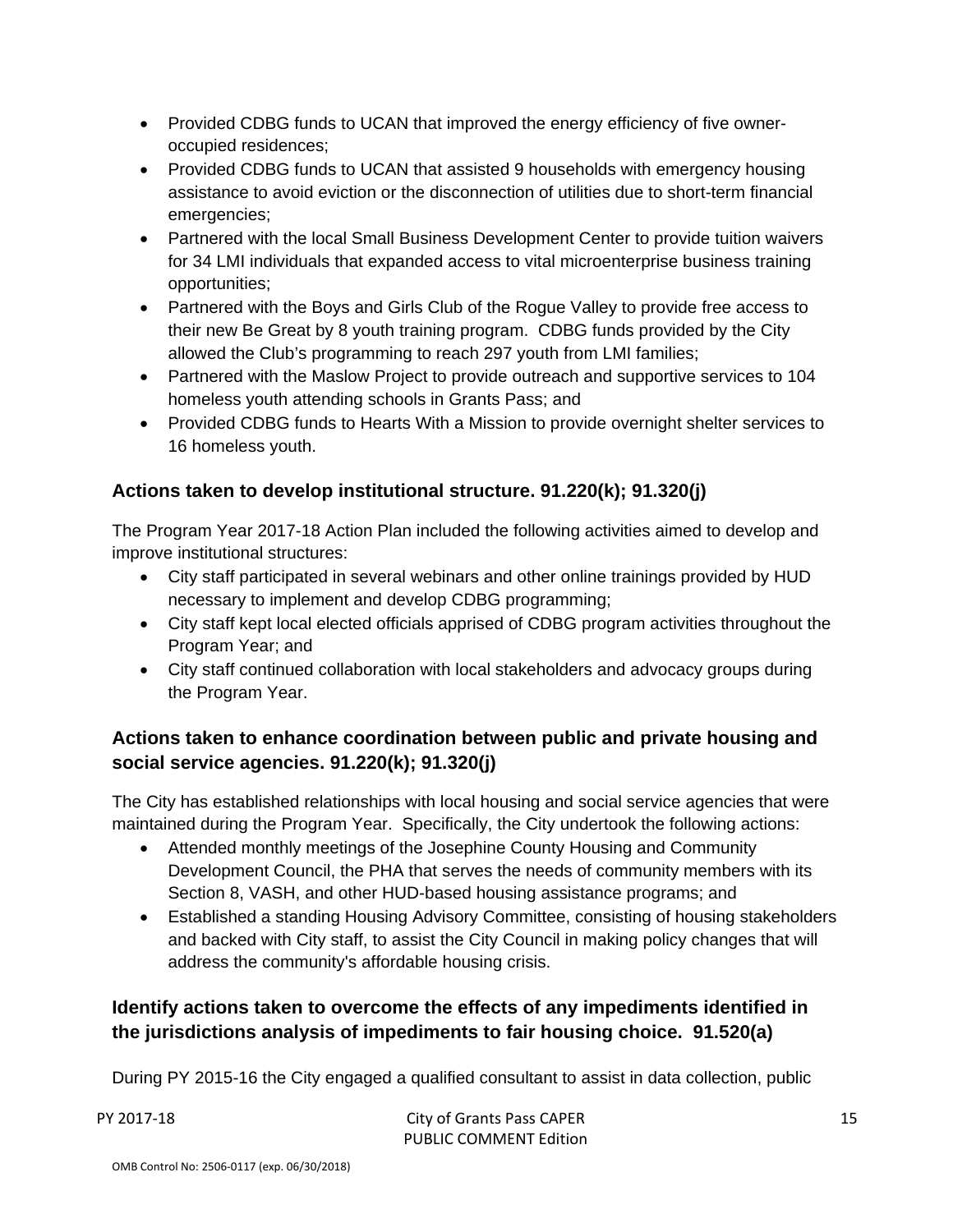- Provided CDBG funds to UCAN that improved the energy efficiency of five owner-occupied residences;
- Provided CDBG funds to UCAN that assisted 9 households with emergency housing assistance to avoid eviction or the disconnection of utilities due to short-term financial emergencies;
- Partnered with the local Small Business Development Center to provide tuition waivers for 34 LMI individuals that expanded access to vital microenterprise business training opportunities;
- Partnered with the Boys and Girls Club of the Rogue Valley to provide free access to their new Be Great by 8 youth training program. CDBG funds provided by the City allowed the Club's programming to reach 297 youth from LMI families;
- Partnered with the Maslow Project to provide outreach and supportive services to 104 homeless youth attending schools in Grants Pass; and
- Provided CDBG funds to Hearts With a Mission to provide overnight shelter services to 16 homeless youth.

## Actions taken to develop institutional structure. 91.220(k); 91.320(j)

The Program Year 2017-18 Action Plan included the following activities aimed to develop and improve institutional structures:

- City staff participated in several webinars and other online trainings provided by HUD necessary to implement and develop CDBG programming;
- City staff kept local elected officials apprised of CDBG program activities throughout the Program Year; and
- City staff continued collaboration with local stakeholders and advocacy groups during the Program Year.

## Actions taken to enhance coordination between public and private housing and social service agencies. 91.220(k); 91.320(j)

The City has established relationships with local housing and social service agencies that were maintained during the Program Year. Specifically, the City undertook the following actions:

- Attended monthly meetings of the Josephine County Housing and Community Development Council, the PHA that serves the needs of community members with its Section 8, VASH, and other HUD-based housing assistance programs; and
- Established a standing Housing Advisory Committee, consisting of housing stakeholders and backed with City staff, to assist the City Council in making policy changes that will address the community's affordable housing crisis.

## Identify actions taken to overcome the effects of any impediments identified in the jurisdictions analysis of impediments to fair housing choice. 91.520(a)

During PY 2015-16 the City engaged a qualified consultant to assist in data collection, public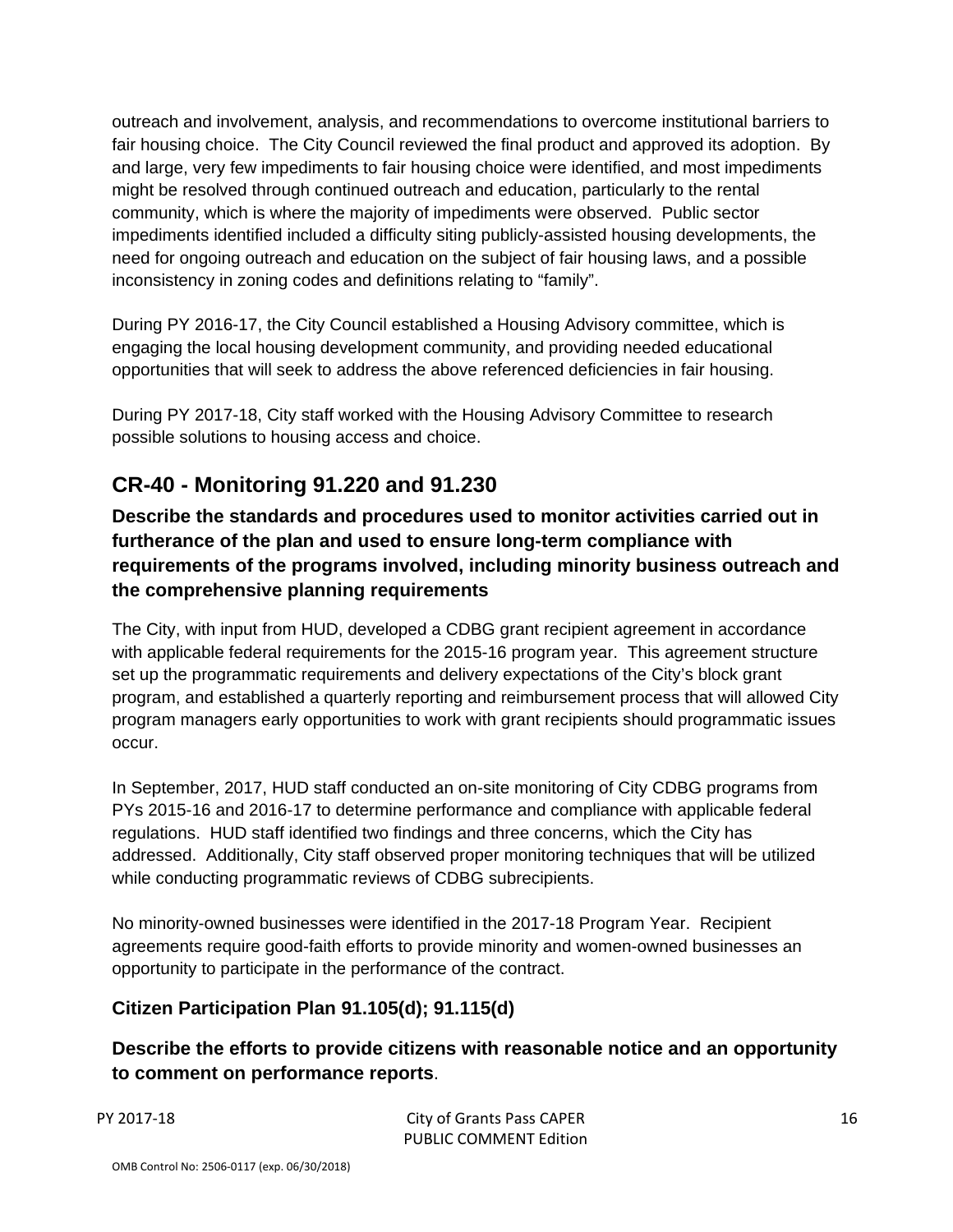outreach and involvement, analysis, and recommendations to overcome institutional barriers to fair housing choice. The City Council reviewed the final product and approved its adoption. By and large, very few impediments to fair housing choice were identified, and most impediments might be resolved through continued outreach and education, particularly to the rental community, which is where the majority of impediments were observed. Public sector impediments identified included a difficulty siting publicly-assisted housing developments, the need for ongoing outreach and education on the subject of fair housing laws, and a possible inconsistency in zoning codes and definitions relating to "family".

During PY 2016-17, the City Council established a Housing Advisory committee, which is engaging the local housing development community, and providing needed educational opportunities that will seek to address the above referenced deficiencies in fair housing.

During PY 2017-18, City staff worked with the Housing Advisory Committee to research possible solutions to housing access and choice.

## CR-40 - Monitoring 91.220 and 91.230

### Describe the standards and procedures used to monitor activities carried out in furtherance of the plan and used to ensure long-term compliance with requirements of the programs involved, including minority business outreach and the comprehensive planning requirements

The City, with input from HUD, developed a CDBG grant recipient agreement in accordance with applicable federal requirements for the 2015-16 program year. This agreement structure set up the programmatic requirements and delivery expectations of the City's block grant program, and established a quarterly reporting and reimbursement process that will allowed City program managers early opportunities to work with grant recipients should programmatic issues occur.

In September, 2017, HUD staff conducted an on-site monitoring of City CDBG programs from PYs 2015-16 and 2016-17 to determine performance and compliance with applicable federal regulations. HUD staff identified two findings and three concerns, which the City has addressed. Additionally, City staff observed proper monitoring techniques that will be utilized while conducting programmatic reviews of CDBG subrecipients.

No minority-owned businesses were identified in the 2017-18 Program Year. Recipient agreements require good-faith efforts to provide minority and women-owned businesses an opportunity to participate in the performance of the contract.

### Citizen Participation Plan 91.105(d); 91.115(d)

### Describe the efforts to provide citizens with reasonable notice and an opportunity to comment on performance reports.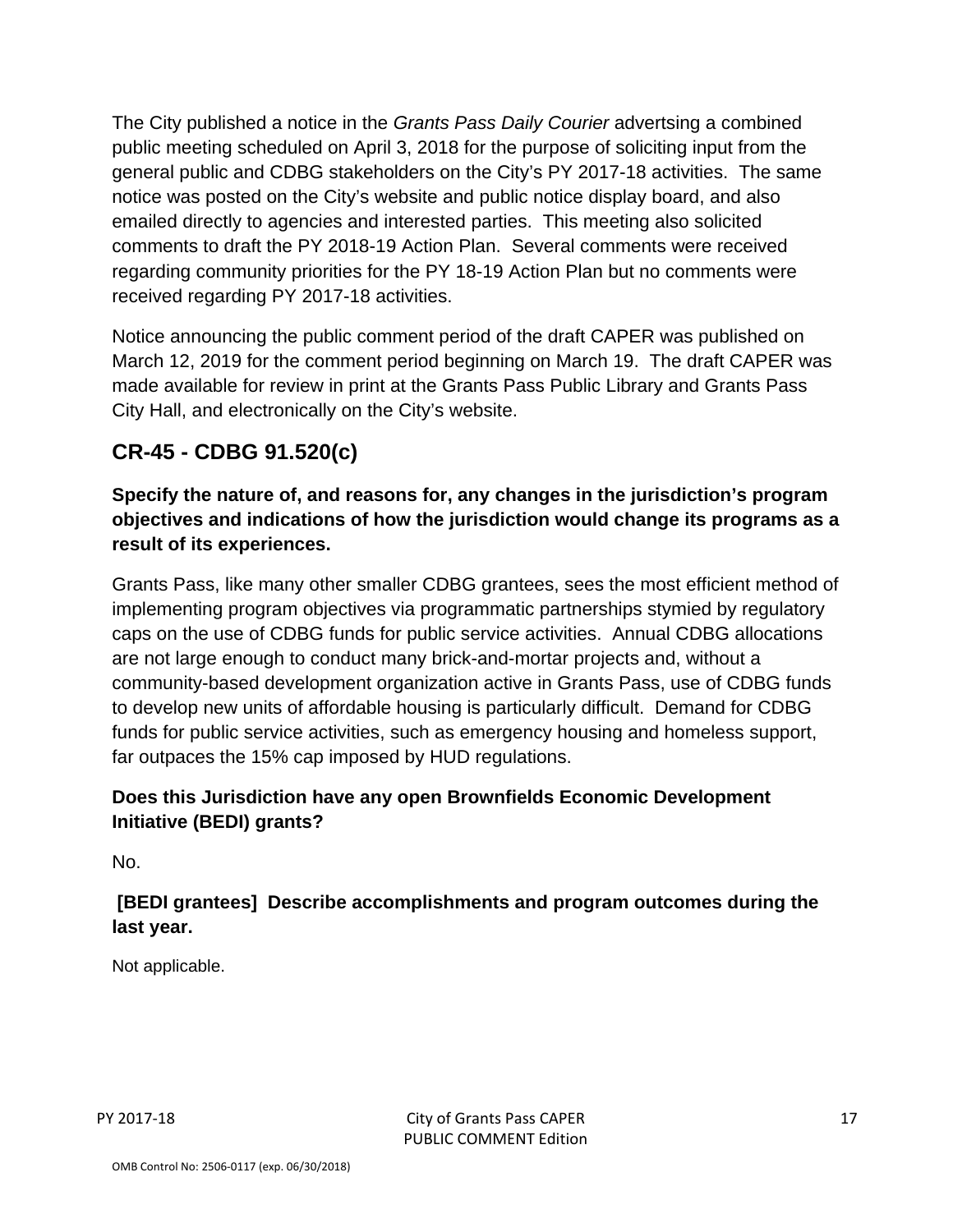The City published a notice in the *Grants Pass Daily Courier* advertsing a combined public meeting scheduled on April 3, 2018 for the purpose of soliciting input from the general public and CDBG stakeholders on the City's PY 2017-18 activities. The same notice was posted on the City's website and public notice display board, and also emailed directly to agencies and interested parties. This meeting also solicited comments to draft the PY 2018-19 Action Plan. Several comments were received regarding community priorities for the PY 18-19 Action Plan but no comments were received regarding PY 2017-18 activities.

Notice announcing the public comment period of the draft CAPER was published on March 12, 2019 for the comment period beginning on March 19. The draft CAPER was made available for review in print at the Grants Pass Public Library and Grants Pass City Hall, and electronically on the City's website.

## CR-45 - CDBG 91.520(c)

**Specify the nature of, and reasons for, any changes in the jurisdiction's program objectives and indications of how the jurisdiction would change its programs as a result of its experiences.**

Grants Pass, like many other smaller CDBG grantees, sees the most efficient method of implementing program objectives via programmatic partnerships stymied by regulatory caps on the use of CDBG funds for public service activities. Annual CDBG allocations are not large enough to conduct many brick-and-mortar projects and, without a community-based development organization active in Grants Pass, use of CDBG funds to develop new units of affordable housing is particularly difficult. Demand for CDBG funds for public service activities, such as emergency housing and homeless support, far outpaces the 15% cap imposed by HUD regulations.

**Does this Jurisdiction have any open Brownfields Economic Development Initiative (BEDI) grants?**

No.

**[BEDI grantees] Describe accomplishments and program outcomes during the last year.**

Not applicable.